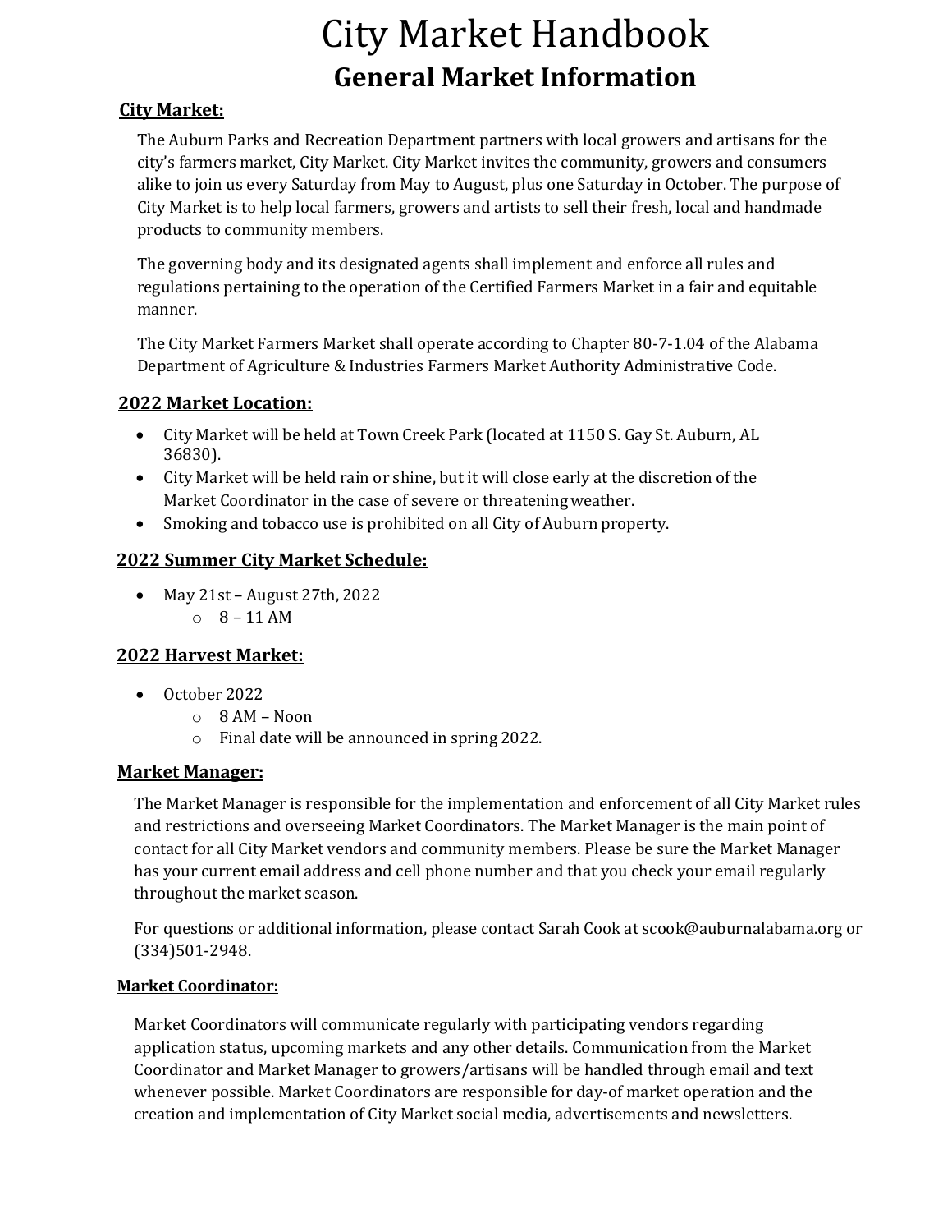# City Market Handbook

## General Market Information

### City Market:

The Auburn Parks and Recreation Department partners with local growers and artisans for the city's farmers market, City Market. City Market invites the community, growers and consumers alike to join us every Saturday from May to August, plus one Saturday in October. The purpose of City Market is to help local farmers, growers and artists to sell their fresh, local and handmade products to community members.

The governing body and its designated agents shall implement and enforce all rules and regulations pertaining to the operation of the Certified Farmers Market in a fair and equitable manner.

The City Market Farmers Market shall operate according to Chapter 80-7-1.04 of the Alabama Department of Agriculture & Industries Farmers Market Authority Administrative Code.

### 2022 Market Location:

- City Market will be held at Town Creek Park (located at 1150 S. Gay St. Auburn, AL 36830).
- City Market will be held rain or shine, but it will close early at the discretion of the Market Coordinator in the case of severe or threatening weather.
- Smoking and tobacco use is prohibited on all City of Auburn property.

### 2022 Summer City Market Schedule:

- May 21st – August 27th, 2022
  - 8 – 11 AM

### 2022 Harvest Market:

- October 2022
  - 8 AM – Noon
  - Final date will be announced in spring 2022.

### Market Manager:

The Market Manager is responsible for the implementation and enforcement of all City Market rules and restrictions and overseeing Market Coordinators. The Market Manager is the main point of contact for all City Market vendors and community members. Please be sure the Market Manager has your current email address and cell phone number and that you check your email regularly throughout the market season.

For questions or additional information, please contact Sarah Cook at scook@auburnalabama.org or (334)501-2948.

### Market Coordinator:

Market Coordinators will communicate regularly with participating vendors regarding application status, upcoming markets and any other details. Communication from the Market Coordinator and Market Manager to growers/artisans will be handled through email and text whenever possible. Market Coordinators are responsible for day-of market operation and the creation and implementation of City Market social media, advertisements and newsletters.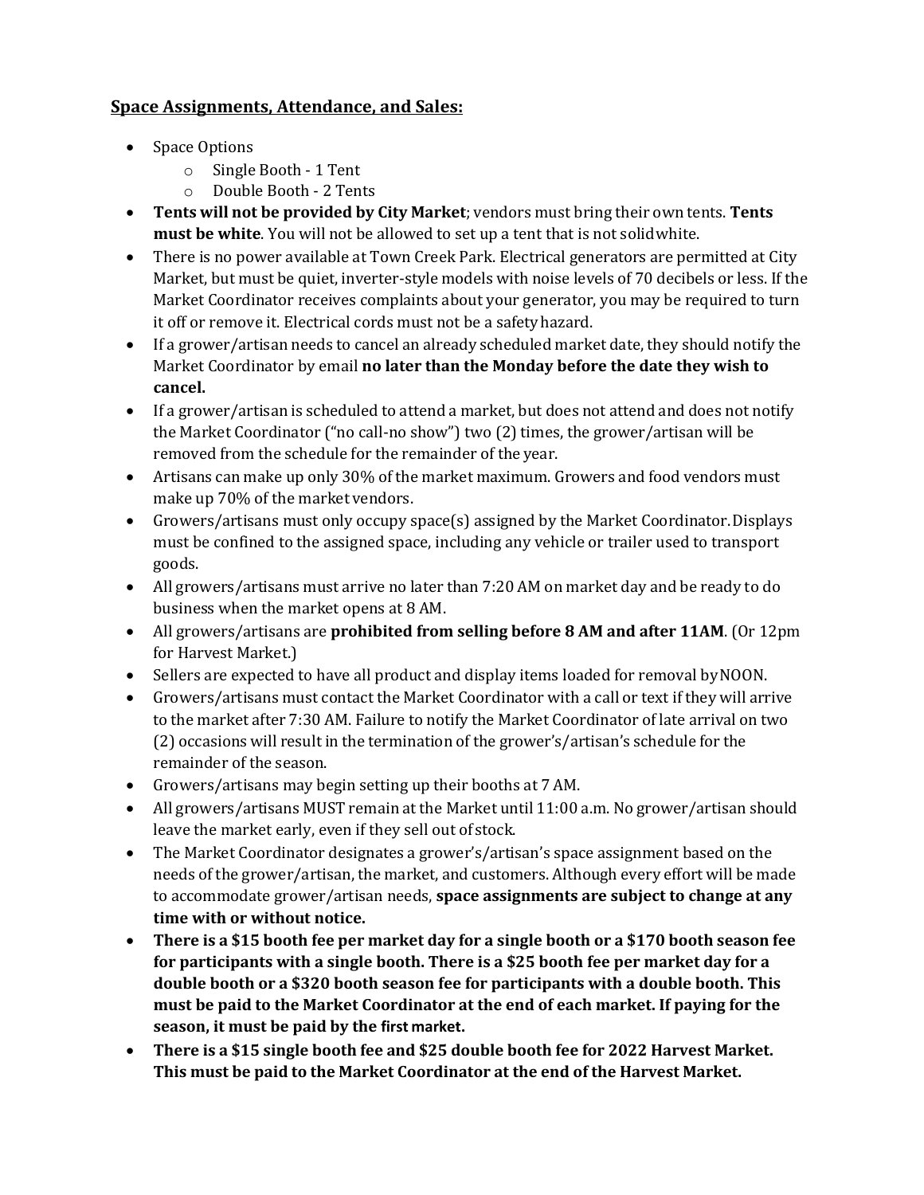**<u>Space Assignments, Attendance, and Sales:</u>**

- Space Options
  - Single Booth - 1 Tent
  - Double Booth - 2 Tents
- **Tents will not be provided by City Market**; vendors must bring their own tents. **Tents must be white**. You will not be allowed to set up a tent that is not solid white.
- There is no power available at Town Creek Park. Electrical generators are permitted at City Market, but must be quiet, inverter-style models with noise levels of 70 decibels or less. If the Market Coordinator receives complaints about your generator, you may be required to turn it off or remove it. Electrical cords must not be a safety hazard.
- If a grower/artisan needs to cancel an already scheduled market date, they should notify the Market Coordinator by email **no later than the Monday before the date they wish to cancel.**
- If a grower/artisan is scheduled to attend a market, but does not attend and does not notify the Market Coordinator ("no call-no show") two (2) times, the grower/artisan will be removed from the schedule for the remainder of the year.
- Artisans can make up only 30% of the market maximum. Growers and food vendors must make up 70% of the market vendors.
- Growers/artisans must only occupy space(s) assigned by the Market Coordinator. Displays must be confined to the assigned space, including any vehicle or trailer used to transport goods.
- All growers/artisans must arrive no later than 7:20 AM on market day and be ready to do business when the market opens at 8 AM.
- All growers/artisans are **prohibited from selling before 8 AM and after 11AM**. (Or 12pm for Harvest Market.)
- Sellers are expected to have all product and display items loaded for removal by NOON.
- Growers/artisans must contact the Market Coordinator with a call or text if they will arrive to the market after 7:30 AM. Failure to notify the Market Coordinator of late arrival on two (2) occasions will result in the termination of the grower's/artisan's schedule for the remainder of the season.
- Growers/artisans may begin setting up their booths at 7 AM.
- All growers/artisans MUST remain at the Market until 11:00 a.m. No grower/artisan should leave the market early, even if they sell out of stock.
- The Market Coordinator designates a grower's/artisan's space assignment based on the needs of the grower/artisan, the market, and customers. Although every effort will be made to accommodate grower/artisan needs, **space assignments are subject to change at any time with or without notice.**
- **There is a $15 booth fee per market day for a single booth or a $170 booth season fee for participants with a single booth. There is a $25 booth fee per market day for a double booth or a $320 booth season fee for participants with a double booth. This must be paid to the Market Coordinator at the end of each market. If paying for the season, it must be paid by the first market.**
- **There is a $15 single booth fee and $25 double booth fee for 2022 Harvest Market. This must be paid to the Market Coordinator at the end of the Harvest Market.**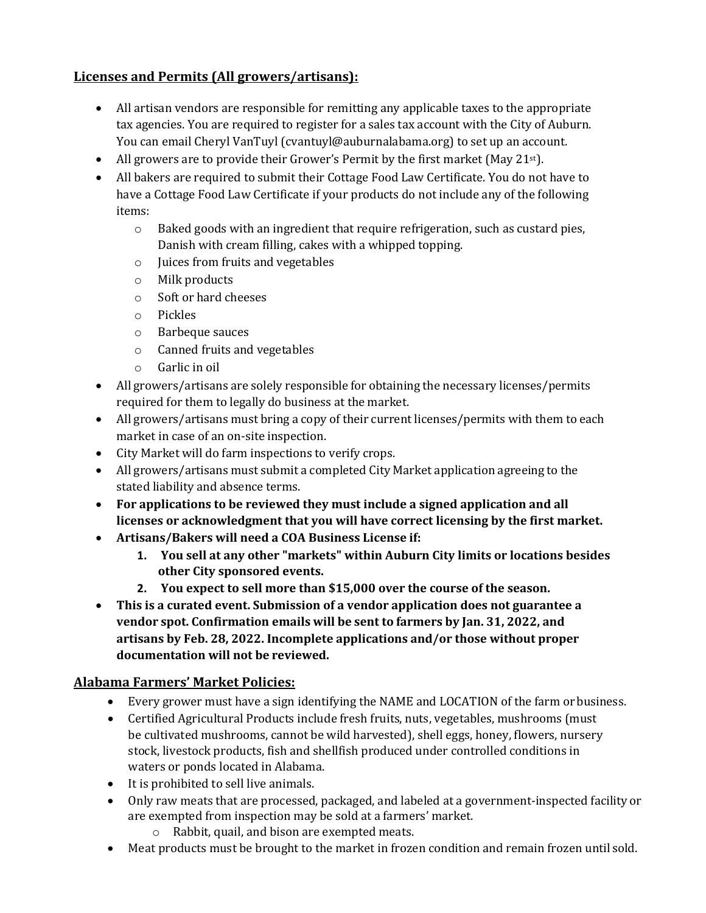## **Licenses and Permits (All growers/artisans):**

- All artisan vendors are responsible for remitting any applicable taxes to the appropriate tax agencies. You are required to register for a sales tax account with the City of Auburn. You can email Cheryl VanTuyl (cvantuyl@auburnalabama.org) to set up an account.
- All growers are to provide their Grower's Permit by the first market (May 21st).
- All bakers are required to submit their Cottage Food Law Certificate. You do not have to have a Cottage Food Law Certificate if your products do not include any of the following items:
  - Baked goods with an ingredient that require refrigeration, such as custard pies, Danish with cream filling, cakes with a whipped topping.
  - Juices from fruits and vegetables
  - Milk products
  - Soft or hard cheeses
  - Pickles
  - Barbeque sauces
  - Canned fruits and vegetables
  - Garlic in oil
- All growers/artisans are solely responsible for obtaining the necessary licenses/permits required for them to legally do business at the market.
- All growers/artisans must bring a copy of their current licenses/permits with them to each market in case of an on-site inspection.
- City Market will do farm inspections to verify crops.
- All growers/artisans must submit a completed City Market application agreeing to the stated liability and absence terms.
- **For applications to be reviewed they must include a signed application and all licenses or acknowledgment that you will have correct licensing by the first market.**
- **Artisans/Bakers will need a COA Business License if:**
  1. **You sell at any other "markets" within Auburn City limits or locations besides other City sponsored events.**
  2. **You expect to sell more than $15,000 over the course of the season.**
- **This is a curated event. Submission of a vendor application does not guarantee a vendor spot. Confirmation emails will be sent to farmers by Jan. 31, 2022, and artisans by Feb. 28, 2022. Incomplete applications and/or those without proper documentation will not be reviewed.**

## **Alabama Farmers' Market Policies:**

- Every grower must have a sign identifying the NAME and LOCATION of the farm or business.
- Certified Agricultural Products include fresh fruits, nuts, vegetables, mushrooms (must be cultivated mushrooms, cannot be wild harvested), shell eggs, honey, flowers, nursery stock, livestock products, fish and shellfish produced under controlled conditions in waters or ponds located in Alabama.
- It is prohibited to sell live animals.
- Only raw meats that are processed, packaged, and labeled at a government-inspected facility or are exempted from inspection may be sold at a farmers' market.
  - Rabbit, quail, and bison are exempted meats.
- Meat products must be brought to the market in frozen condition and remain frozen until sold.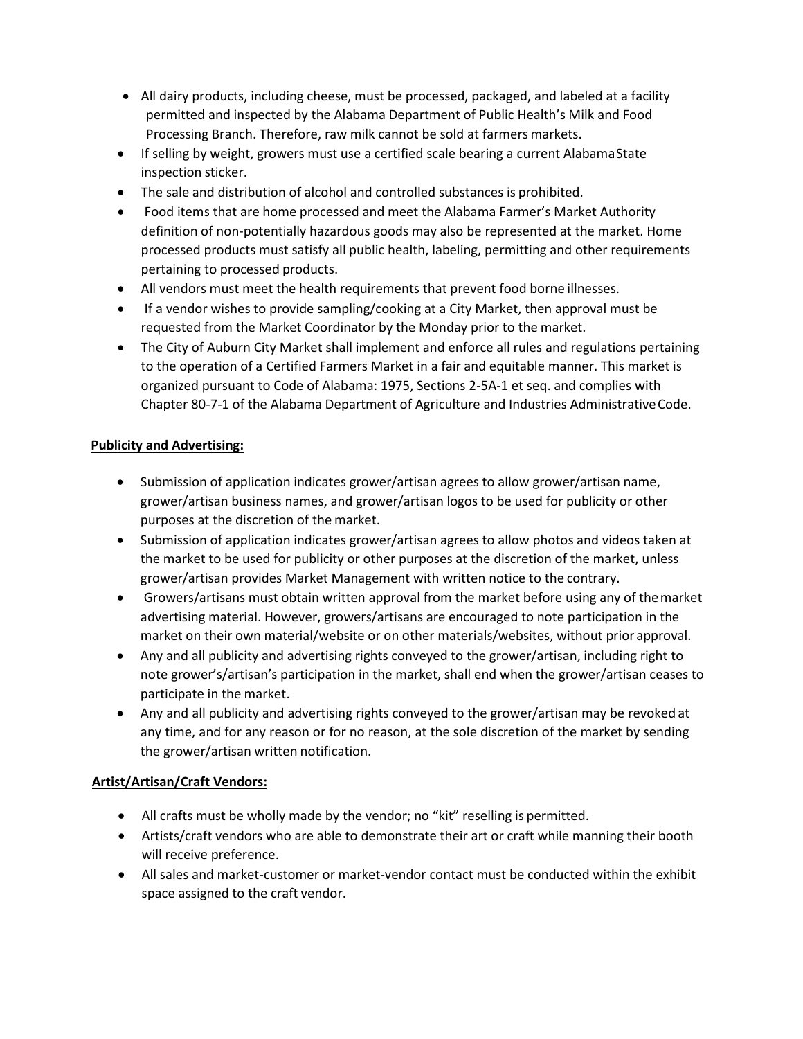- All dairy products, including cheese, must be processed, packaged, and labeled at a facility permitted and inspected by the Alabama Department of Public Health's Milk and Food Processing Branch. Therefore, raw milk cannot be sold at farmers markets.
- If selling by weight, growers must use a certified scale bearing a current Alabama State inspection sticker.
- The sale and distribution of alcohol and controlled substances is prohibited.
- Food items that are home processed and meet the Alabama Farmer's Market Authority definition of non-potentially hazardous goods may also be represented at the market. Home processed products must satisfy all public health, labeling, permitting and other requirements pertaining to processed products.
- All vendors must meet the health requirements that prevent food borne illnesses.
- If a vendor wishes to provide sampling/cooking at a City Market, then approval must be requested from the Market Coordinator by the Monday prior to the market.
- The City of Auburn City Market shall implement and enforce all rules and regulations pertaining to the operation of a Certified Farmers Market in a fair and equitable manner. This market is organized pursuant to Code of Alabama: 1975, Sections 2-5A-1 et seq. and complies with Chapter 80-7-1 of the Alabama Department of Agriculture and Industries Administrative Code.

**Publicity and Advertising:**

- Submission of application indicates grower/artisan agrees to allow grower/artisan name, grower/artisan business names, and grower/artisan logos to be used for publicity or other purposes at the discretion of the market.
- Submission of application indicates grower/artisan agrees to allow photos and videos taken at the market to be used for publicity or other purposes at the discretion of the market, unless grower/artisan provides Market Management with written notice to the contrary.
- Growers/artisans must obtain written approval from the market before using any of the market advertising material. However, growers/artisans are encouraged to note participation in the market on their own material/website or on other materials/websites, without prior approval.
- Any and all publicity and advertising rights conveyed to the grower/artisan, including right to note grower's/artisan's participation in the market, shall end when the grower/artisan ceases to participate in the market.
- Any and all publicity and advertising rights conveyed to the grower/artisan may be revoked at any time, and for any reason or for no reason, at the sole discretion of the market by sending the grower/artisan written notification.

**Artist/Artisan/Craft Vendors:**

- All crafts must be wholly made by the vendor; no "kit" reselling is permitted.
- Artists/craft vendors who are able to demonstrate their art or craft while manning their booth will receive preference.
- All sales and market-customer or market-vendor contact must be conducted within the exhibit space assigned to the craft vendor.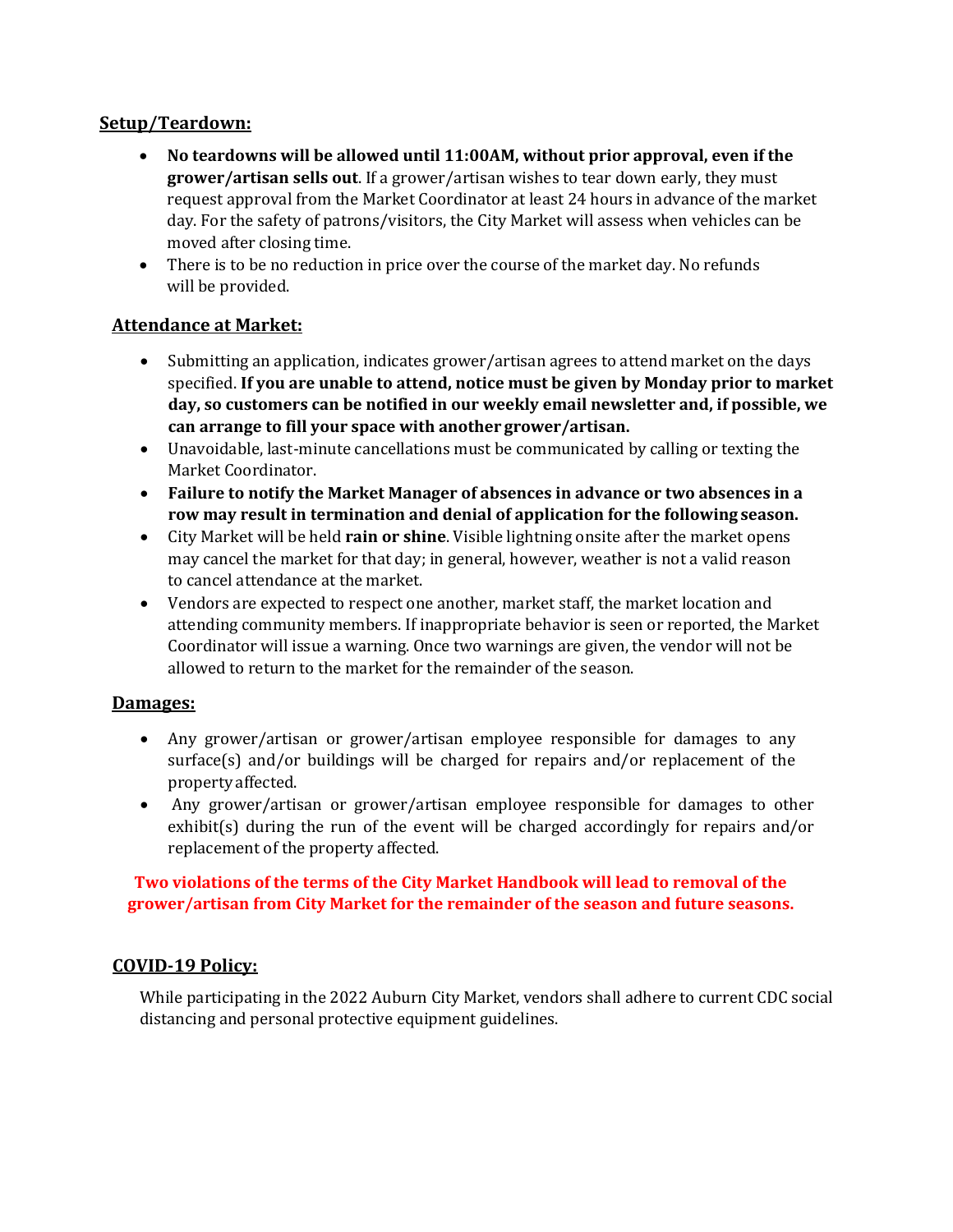## Setup/Teardown:

- **No teardowns will be allowed until 11:00AM, without prior approval, even if the grower/artisan sells out**. If a grower/artisan wishes to tear down early, they must request approval from the Market Coordinator at least 24 hours in advance of the market day. For the safety of patrons/visitors, the City Market will assess when vehicles can be moved after closing time.
- There is to be no reduction in price over the course of the market day. No refunds will be provided.

## Attendance at Market:

- Submitting an application, indicates grower/artisan agrees to attend market on the days specified. **If you are unable to attend, notice must be given by Monday prior to market day, so customers can be notified in our weekly email newsletter and, if possible, we can arrange to fill your space with another grower/artisan.**
- Unavoidable, last-minute cancellations must be communicated by calling or texting the Market Coordinator.
- **Failure to notify the Market Manager of absences in advance or two absences in a row may result in termination and denial of application for the following season.**
- City Market will be held **rain or shine**. Visible lightning onsite after the market opens may cancel the market for that day; in general, however, weather is not a valid reason to cancel attendance at the market.
- Vendors are expected to respect one another, market staff, the market location and attending community members. If inappropriate behavior is seen or reported, the Market Coordinator will issue a warning. Once two warnings are given, the vendor will not be allowed to return to the market for the remainder of the season.

## Damages:

- Any grower/artisan or grower/artisan employee responsible for damages to any surface(s) and/or buildings will be charged for repairs and/or replacement of the property affected.
- Any grower/artisan or grower/artisan employee responsible for damages to other exhibit(s) during the run of the event will be charged accordingly for repairs and/or replacement of the property affected.

**Two violations of the terms of the City Market Handbook will lead to removal of the grower/artisan from City Market for the remainder of the season and future seasons.**

## COVID-19 Policy:

While participating in the 2022 Auburn City Market, vendors shall adhere to current CDC social distancing and personal protective equipment guidelines.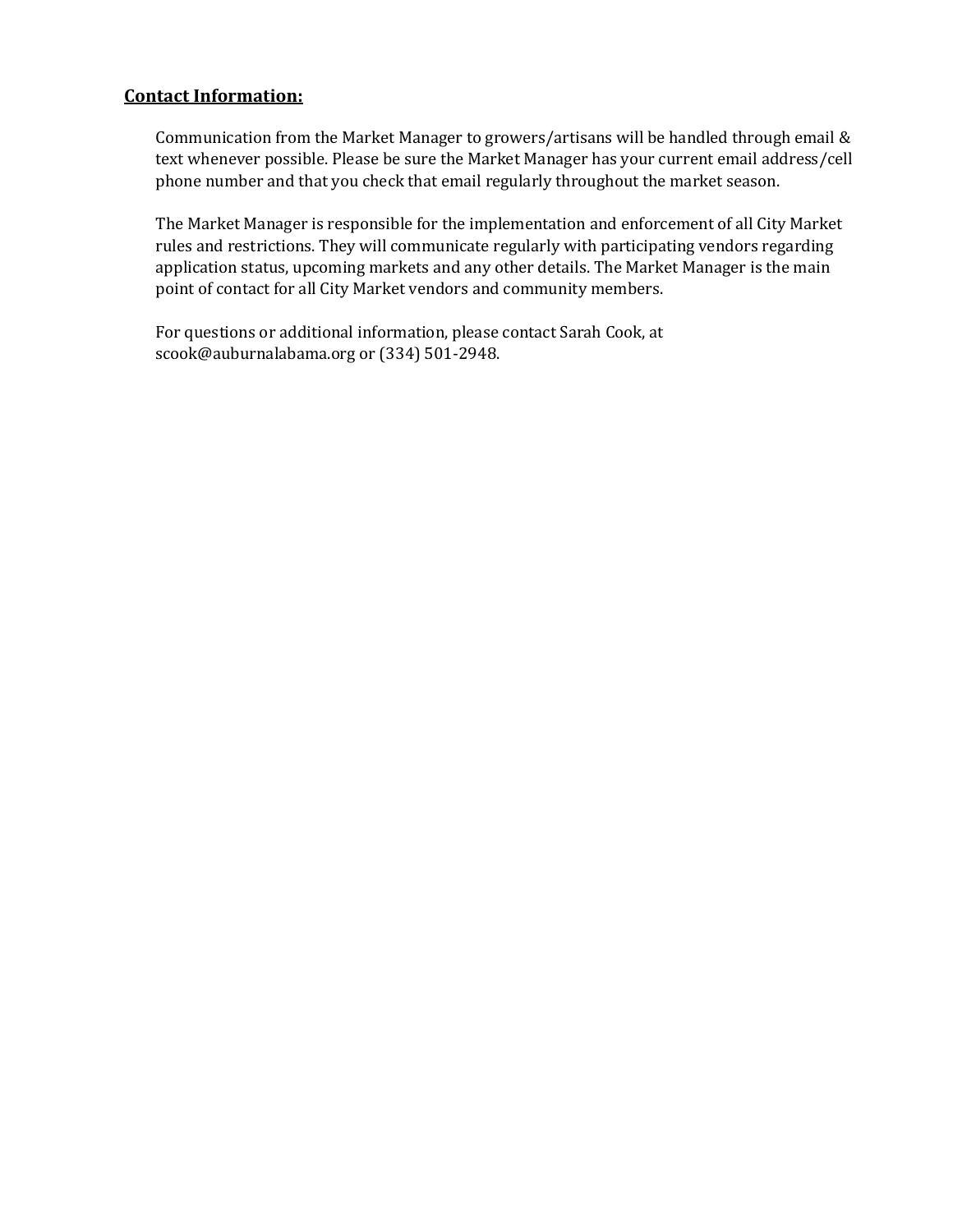**Contact Information:**

Communication from the Market Manager to growers/artisans will be handled through email & text whenever possible. Please be sure the Market Manager has your current email address/cell phone number and that you check that email regularly throughout the market season.

The Market Manager is responsible for the implementation and enforcement of all City Market rules and restrictions. They will communicate regularly with participating vendors regarding application status, upcoming markets and any other details. The Market Manager is the main point of contact for all City Market vendors and community members.

For questions or additional information, please contact Sarah Cook, at scook@auburnalabama.org or (334) 501-2948.